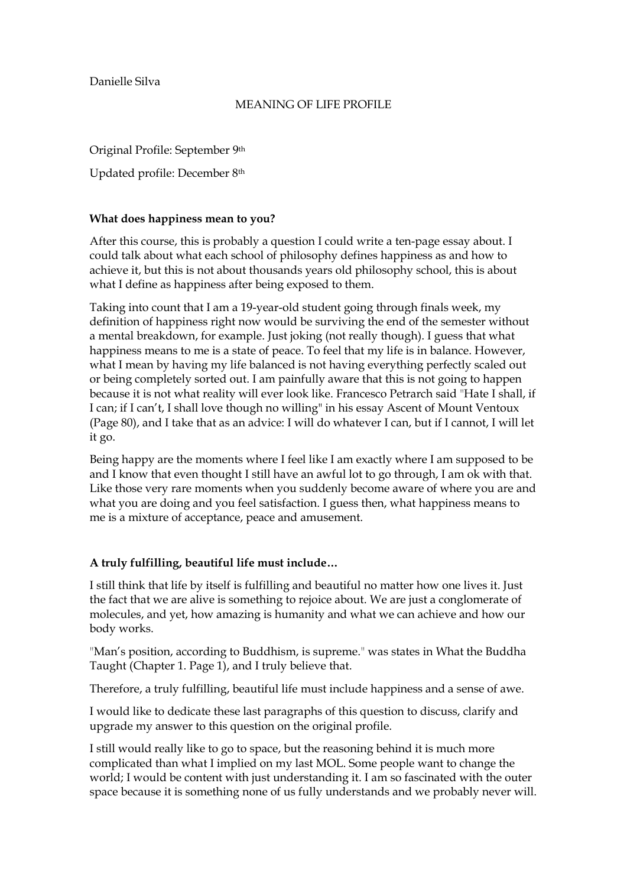Danielle Silva

MEANING OF LIFE PROFILE

Original Profile: September 9th

Updated profile: December 8th

**What does happiness mean to you?**

After this course, this is probably a question I could write a ten-page essay about. I could talk about what each school of philosophy defines happiness as and how to achieve it, but this is not about thousands years old philosophy school, this is about what I define as happiness after being exposed to them.

Taking into count that I am a 19-year-old student going through finals week, my definition of happiness right now would be surviving the end of the semester without a mental breakdown, for example. Just joking (not really though). I guess that what happiness means to me is a state of peace. To feel that my life is in balance. However, what I mean by having my life balanced is not having everything perfectly scaled out or being completely sorted out. I am painfully aware that this is not going to happen because it is not what reality will ever look like. Francesco Petrarch said "Hate I shall, if I can; if I can't, I shall love though no willing" in his essay Ascent of Mount Ventoux (Page 80), and I take that as an advice: I will do whatever I can, but if I cannot, I will let it go.

Being happy are the moments where I feel like I am exactly where I am supposed to be and I know that even thought I still have an awful lot to go through, I am ok with that. Like those very rare moments when you suddenly become aware of where you are and what you are doing and you feel satisfaction. I guess then, what happiness means to me is a mixture of acceptance, peace and amusement.

**A truly fulfilling, beautiful life must include…**

I still think that life by itself is fulfilling and beautiful no matter how one lives it. Just the fact that we are alive is something to rejoice about. We are just a conglomerate of molecules, and yet, how amazing is humanity and what we can achieve and how our body works.

"Man's position, according to Buddhism, is supreme." was states in What the Buddha Taught (Chapter 1. Page 1), and I truly believe that.

Therefore, a truly fulfilling, beautiful life must include happiness and a sense of awe.

I would like to dedicate these last paragraphs of this question to discuss, clarify and upgrade my answer to this question on the original profile.

I still would really like to go to space, but the reasoning behind it is much more complicated than what I implied on my last MOL. Some people want to change the world; I would be content with just understanding it. I am so fascinated with the outer space because it is something none of us fully understands and we probably never will.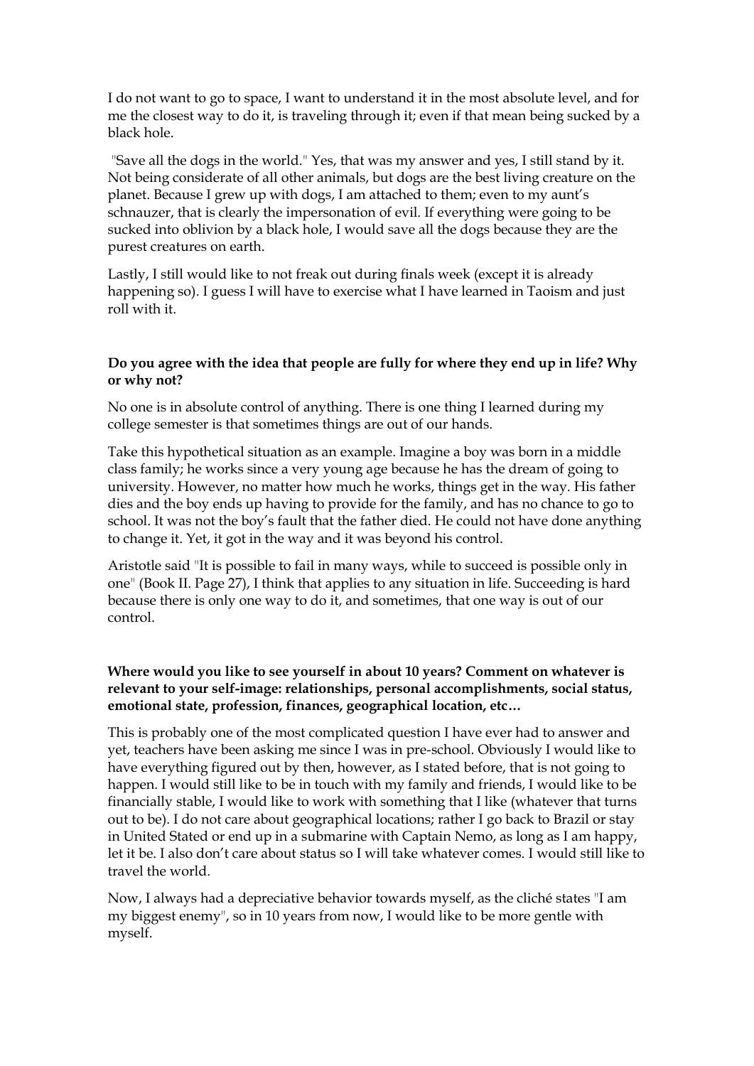I do not want to go to space, I want to understand it in the most absolute level, and for me the closest way to do it, is traveling through it; even if that mean being sucked by a black hole.

"Save all the dogs in the world." Yes, that was my answer and yes, I still stand by it. Not being considerate of all other animals, but dogs are the best living creature on the planet. Because I grew up with dogs, I am attached to them; even to my aunt's schnauzer, that is clearly the impersonation of evil. If everything were going to be sucked into oblivion by a black hole, I would save all the dogs because they are the purest creatures on earth.

Lastly, I still would like to not freak out during finals week (except it is already happening so). I guess I will have to exercise what I have learned in Taoism and just roll with it.

**Do you agree with the idea that people are fully for where they end up in life? Why or why not?**

No one is in absolute control of anything. There is one thing I learned during my college semester is that sometimes things are out of our hands.

Take this hypothetical situation as an example. Imagine a boy was born in a middle class family; he works since a very young age because he has the dream of going to university. However, no matter how much he works, things get in the way. His father dies and the boy ends up having to provide for the family, and has no chance to go to school. It was not the boy's fault that the father died. He could not have done anything to change it. Yet, it got in the way and it was beyond his control.

Aristotle said "It is possible to fail in many ways, while to succeed is possible only in one" (Book II. Page 27), I think that applies to any situation in life. Succeeding is hard because there is only one way to do it, and sometimes, that one way is out of our control.

**Where would you like to see yourself in about 10 years? Comment on whatever is relevant to your self-image: relationships, personal accomplishments, social status, emotional state, profession, finances, geographical location, etc…**

This is probably one of the most complicated question I have ever had to answer and yet, teachers have been asking me since I was in pre-school. Obviously I would like to have everything figured out by then, however, as I stated before, that is not going to happen. I would still like to be in touch with my family and friends, I would like to be financially stable, I would like to work with something that I like (whatever that turns out to be). I do not care about geographical locations; rather I go back to Brazil or stay in United Stated or end up in a submarine with Captain Nemo, as long as I am happy, let it be. I also don't care about status so I will take whatever comes. I would still like to travel the world.

Now, I always had a depreciative behavior towards myself, as the cliché states "I am my biggest enemy", so in 10 years from now, I would like to be more gentle with myself.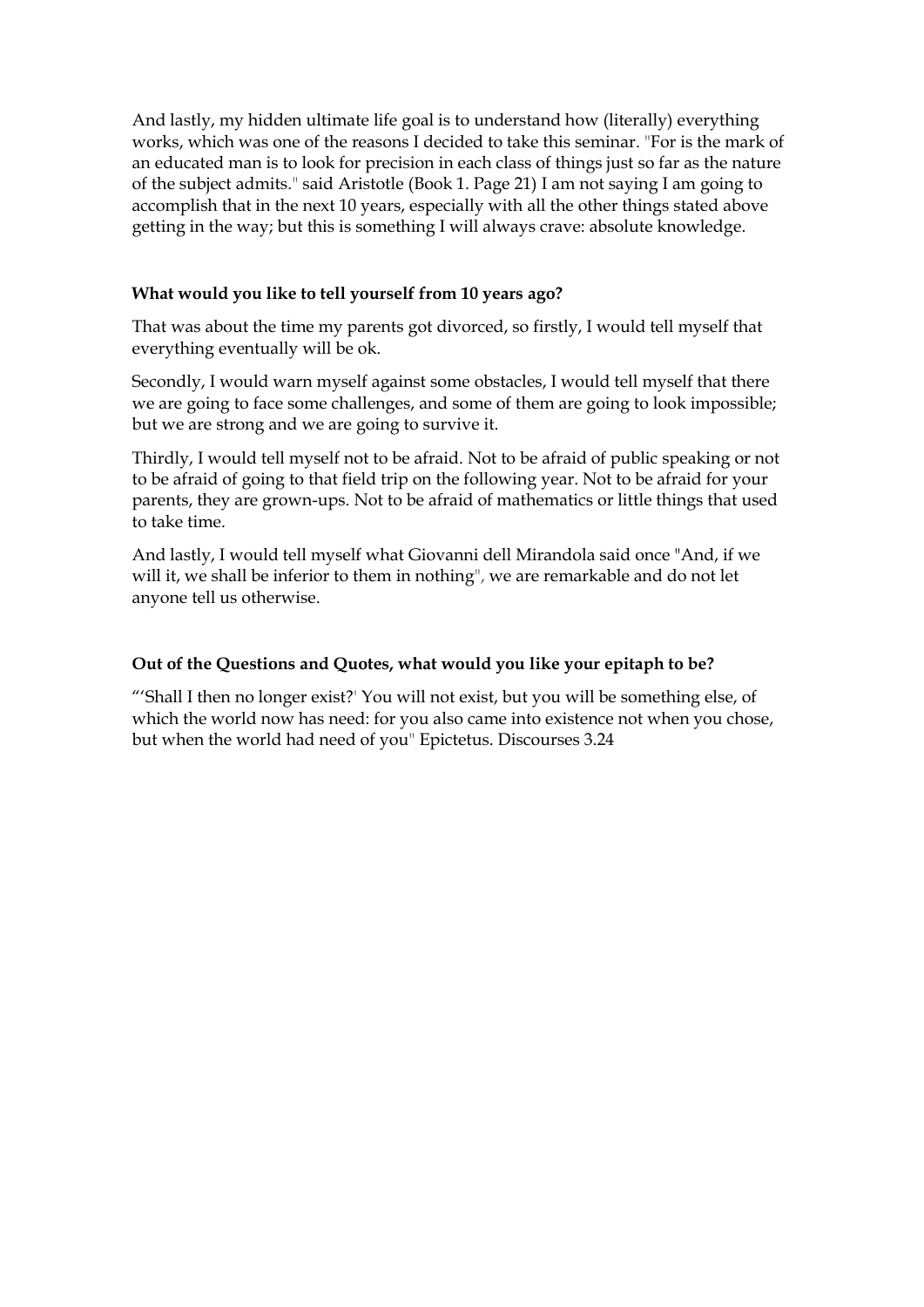And lastly, my hidden ultimate life goal is to understand how (literally) everything works, which was one of the reasons I decided to take this seminar. "For is the mark of an educated man is to look for precision in each class of things just so far as the nature of the subject admits." said Aristotle (Book 1. Page 21) I am not saying I am going to accomplish that in the next 10 years, especially with all the other things stated above getting in the way; but this is something I will always crave: absolute knowledge.

**What would you like to tell yourself from 10 years ago?**

That was about the time my parents got divorced, so firstly, I would tell myself that everything eventually will be ok.

Secondly, I would warn myself against some obstacles, I would tell myself that there we are going to face some challenges, and some of them are going to look impossible; but we are strong and we are going to survive it.

Thirdly, I would tell myself not to be afraid. Not to be afraid of public speaking or not to be afraid of going to that field trip on the following year. Not to be afraid for your parents, they are grown-ups. Not to be afraid of mathematics or little things that used to take time.

And lastly, I would tell myself what Giovanni dell Mirandola said once "And, if we will it, we shall be inferior to them in nothing", we are remarkable and do not let anyone tell us otherwise.

**Out of the Questions and Quotes, what would you like your epitaph to be?**

"'Shall I then no longer exist?' You will not exist, but you will be something else, of which the world now has need: for you also came into existence not when you chose, but when the world had need of you" Epictetus. Discourses 3.24